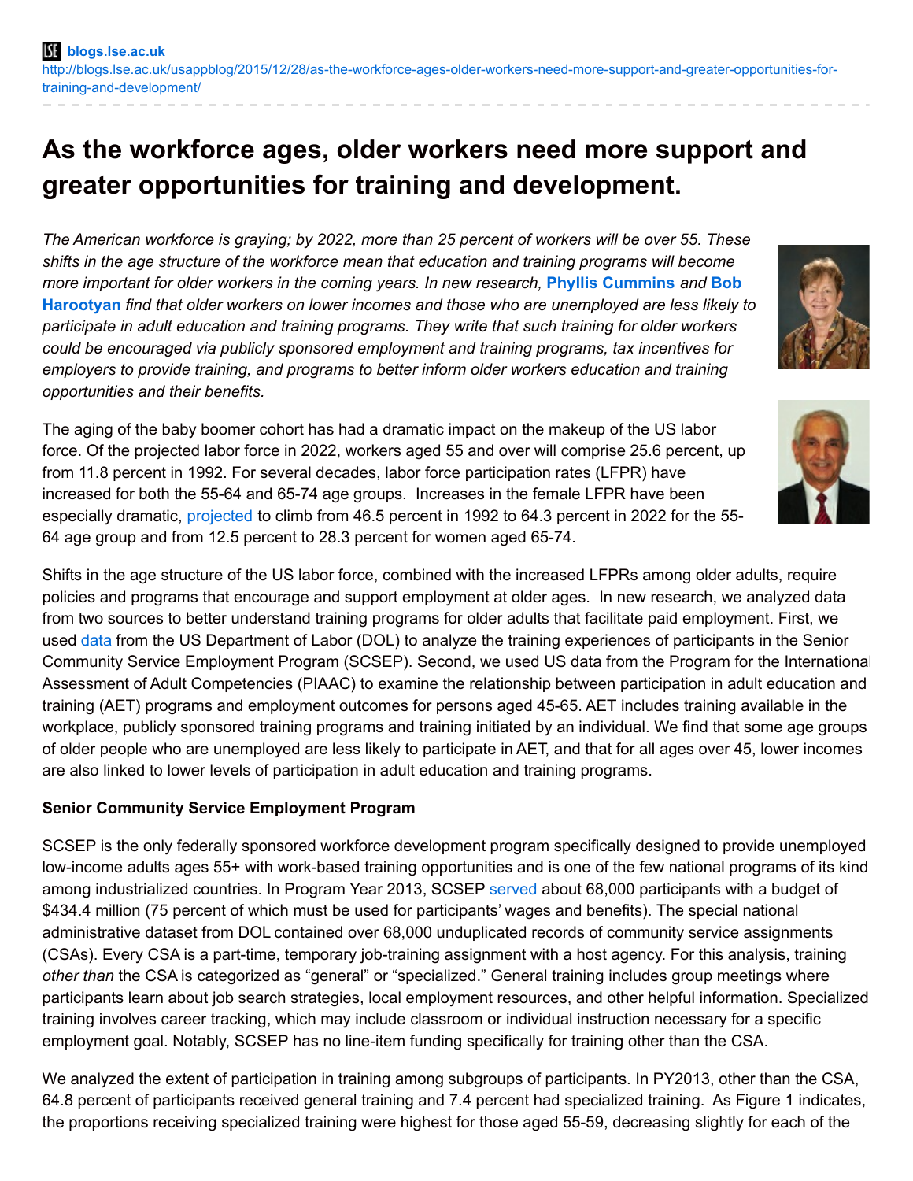blogs.lse.ac.uk
http://blogs.lse.ac.uk/usappblog/2015/12/28/as-the-workforce-ages-older-workers-need-more-support-and-greater-opportunities-for-training-and-development/

# As the workforce ages, older workers need more support and greater opportunities for training and development.

*The American workforce is graying; by 2022, more than 25 percent of workers will be over 55. These shifts in the age structure of the workforce mean that education and training programs will become more important for older workers in the coming years. In new research,* **Phyllis Cummins** *and* **Bob Harootyan** *find that older workers on lower incomes and those who are unemployed are less likely to participate in adult education and training programs. They write that such training for older workers could be encouraged via publicly sponsored employment and training programs, tax incentives for employers to provide training, and programs to better inform older workers education and training opportunities and their benefits.*

The aging of the baby boomer cohort has had a dramatic impact on the makeup of the US labor force. Of the projected labor force in 2022, workers aged 55 and over will comprise 25.6 percent, up from 11.8 percent in 1992. For several decades, labor force participation rates (LFPR) have increased for both the 55-64 and 65-74 age groups. Increases in the female LFPR have been especially dramatic, projected to climb from 46.5 percent in 1992 to 64.3 percent in 2022 for the 55-64 age group and from 12.5 percent to 28.3 percent for women aged 65-74.

Shifts in the age structure of the US labor force, combined with the increased LFPRs among older adults, require policies and programs that encourage and support employment at older ages. In new research, we analyzed data from two sources to better understand training programs for older adults that facilitate paid employment. First, we used data from the US Department of Labor (DOL) to analyze the training experiences of participants in the Senior Community Service Employment Program (SCSEP). Second, we used US data from the Program for the International Assessment of Adult Competencies (PIAAC) to examine the relationship between participation in adult education and training (AET) programs and employment outcomes for persons aged 45-65. AET includes training available in the workplace, publicly sponsored training programs and training initiated by an individual. We find that some age groups of older people who are unemployed are less likely to participate in AET, and that for all ages over 45, lower incomes are also linked to lower levels of participation in adult education and training programs.

**Senior Community Service Employment Program**

SCSEP is the only federally sponsored workforce development program specifically designed to provide unemployed low-income adults ages 55+ with work-based training opportunities and is one of the few national programs of its kind among industrialized countries. In Program Year 2013, SCSEP served about 68,000 participants with a budget of $434.4 million (75 percent of which must be used for participants' wages and benefits). The special national administrative dataset from DOL contained over 68,000 unduplicated records of community service assignments (CSAs). Every CSA is a part-time, temporary job-training assignment with a host agency. For this analysis, training *other than* the CSA is categorized as "general" or "specialized." General training includes group meetings where participants learn about job search strategies, local employment resources, and other helpful information. Specialized training involves career tracking, which may include classroom or individual instruction necessary for a specific employment goal. Notably, SCSEP has no line-item funding specifically for training other than the CSA.

We analyzed the extent of participation in training among subgroups of participants. In PY2013, other than the CSA, 64.8 percent of participants received general training and 7.4 percent had specialized training. As Figure 1 indicates, the proportions receiving specialized training were highest for those aged 55-59, decreasing slightly for each of the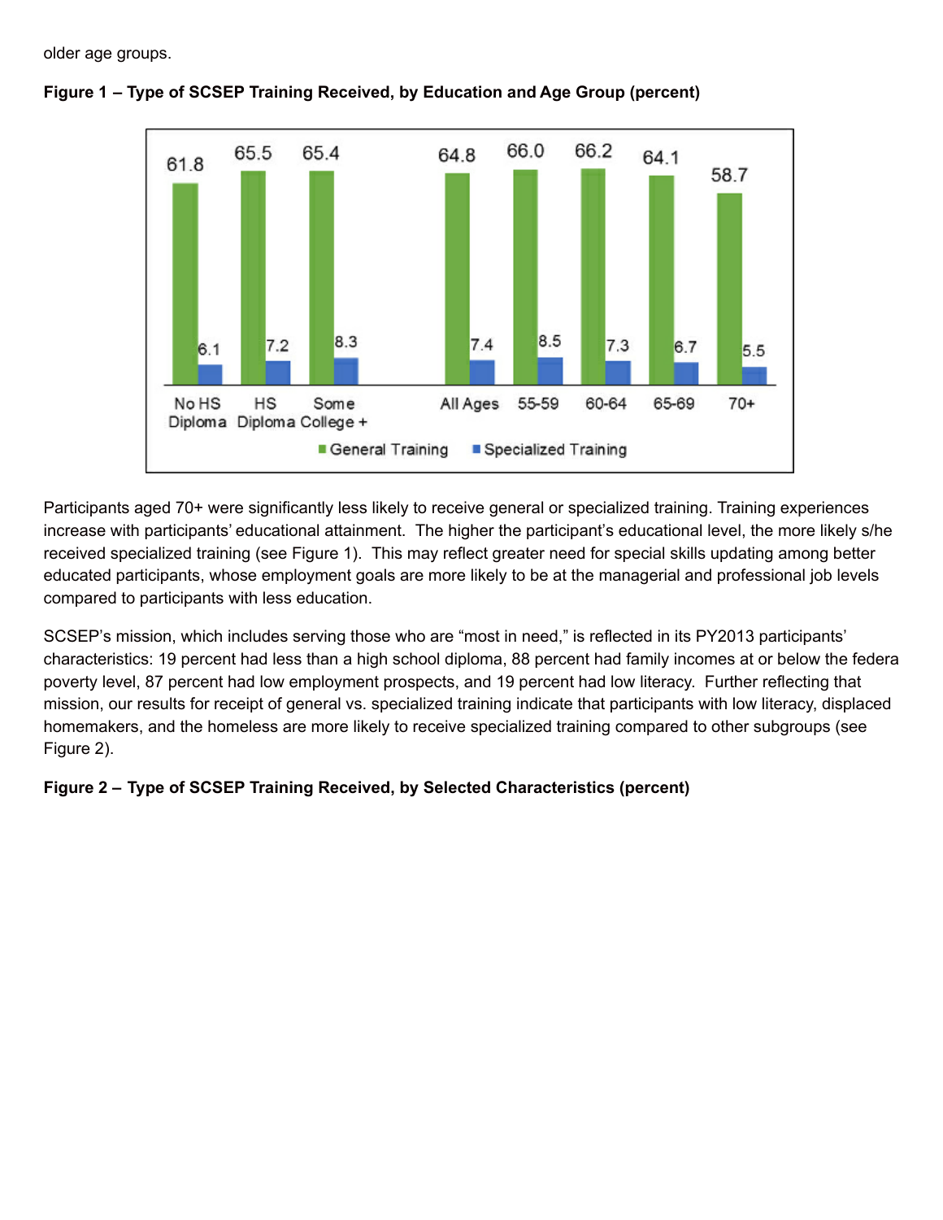older age groups.

**Figure 1 – Type of SCSEP Training Received, by Education and Age Group (percent)**

| | No HS Diploma | HS Diploma | Some College + | All Ages | 55-59 | 60-64 | 65-69 | 70+ |
|---|---|---|---|---|---|---|---|---|
| General Training | 61.8 | 65.5 | 65.4 | 64.8 | 66.0 | 66.2 | 64.1 | 58.7 |
| Specialized Training | 6.1 | 7.2 | 8.3 | 7.4 | 8.5 | 7.3 | 6.7 | 5.5 |

Participants aged 70+ were significantly less likely to receive general or specialized training. Training experiences increase with participants' educational attainment. The higher the participant's educational level, the more likely s/he received specialized training (see Figure 1). This may reflect greater need for special skills updating among better educated participants, whose employment goals are more likely to be at the managerial and professional job levels compared to participants with less education.

SCSEP's mission, which includes serving those who are "most in need," is reflected in its PY2013 participants' characteristics: 19 percent had less than a high school diploma, 88 percent had family incomes at or below the federa poverty level, 87 percent had low employment prospects, and 19 percent had low literacy. Further reflecting that mission, our results for receipt of general vs. specialized training indicate that participants with low literacy, displaced homemakers, and the homeless are more likely to receive specialized training compared to other subgroups (see Figure 2).

**Figure 2 – Type of SCSEP Training Received, by Selected Characteristics (percent)**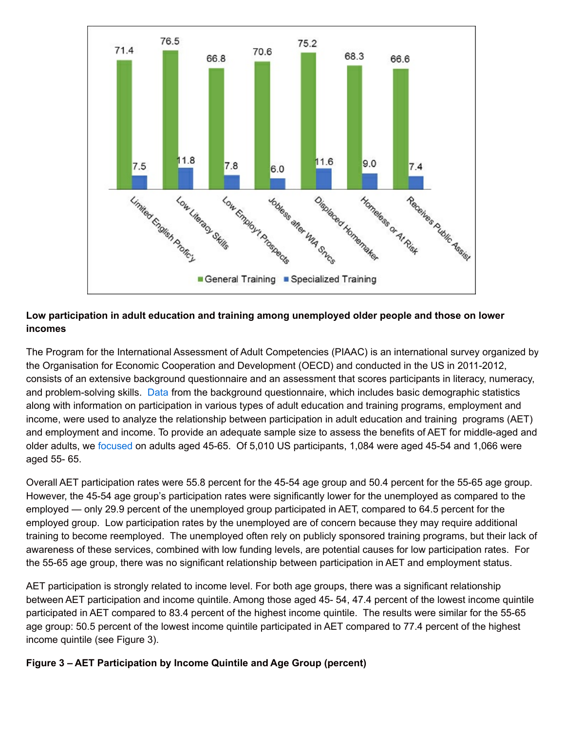| | General Training | Specialized Training |
|---|---|---|
| Limited English Profic'y | 71.4 | 7.5 |
| Low Literacy Skills | 76.5 | 11.8 |
| Low Employ't Prospects | 66.8 | 7.8 |
| Jobless after WIA Srvcs | 70.6 | 6.0 |
| Displaced Homemaker | 75.2 | 11.6 |
| Homeless or At Risk | 68.3 | 9.0 |
| Receives Public Assist | 66.6 | 7.4 |

**Low participation in adult education and training among unemployed older people and those on lower incomes**

The Program for the International Assessment of Adult Competencies (PIAAC) is an international survey organized by the Organisation for Economic Cooperation and Development (OECD) and conducted in the US in 2011-2012, consists of an extensive background questionnaire and an assessment that scores participants in literacy, numeracy, and problem-solving skills. Data from the background questionnaire, which includes basic demographic statistics along with information on participation in various types of adult education and training programs, employment and income, were used to analyze the relationship between participation in adult education and training programs (AET) and employment and income. To provide an adequate sample size to assess the benefits of AET for middle-aged and older adults, we focused on adults aged 45-65. Of 5,010 US participants, 1,084 were aged 45-54 and 1,066 were aged 55- 65.

Overall AET participation rates were 55.8 percent for the 45-54 age group and 50.4 percent for the 55-65 age group. However, the 45-54 age group's participation rates were significantly lower for the unemployed as compared to the employed — only 29.9 percent of the unemployed group participated in AET, compared to 64.5 percent for the employed group. Low participation rates by the unemployed are of concern because they may require additional training to become reemployed. The unemployed often rely on publicly sponsored training programs, but their lack of awareness of these services, combined with low funding levels, are potential causes for low participation rates. For the 55-65 age group, there was no significant relationship between participation in AET and employment status.

AET participation is strongly related to income level. For both age groups, there was a significant relationship between AET participation and income quintile. Among those aged 45- 54, 47.4 percent of the lowest income quintile participated in AET compared to 83.4 percent of the highest income quintile. The results were similar for the 55-65 age group: 50.5 percent of the lowest income quintile participated in AET compared to 77.4 percent of the highest income quintile (see Figure 3).

**Figure 3 – AET Participation by Income Quintile and Age Group (percent)**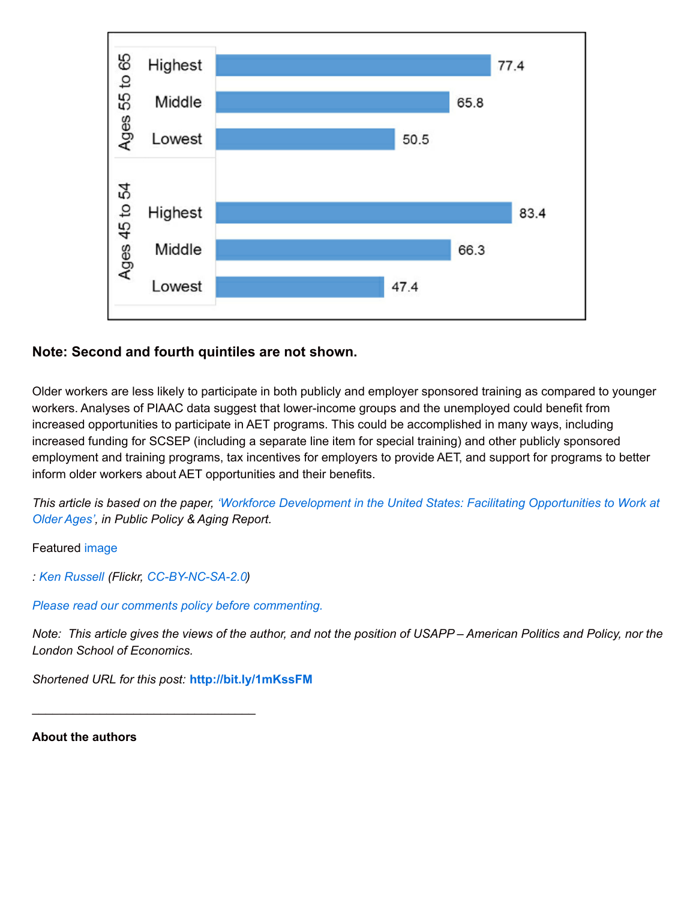| Age group | Income quintile | Value |
| --- | --- | --- |
| Ages 55 to 65 | Highest | 77.4 |
| | Middle | 65.8 |
| | Lowest | 50.5 |
| Ages 45 to 54 | Highest | 83.4 |
| | Middle | 66.3 |
| | Lowest | 47.4 |

**Note: Second and fourth quintiles are not shown.**

Older workers are less likely to participate in both publicly and employer sponsored training as compared to younger workers. Analyses of PIAAC data suggest that lower-income groups and the unemployed could benefit from increased opportunities to participate in AET programs. This could be accomplished in many ways, including increased funding for SCSEP (including a separate line item for special training) and other publicly sponsored employment and training programs, tax incentives for employers to provide AET, and support for programs to better inform older workers about AET opportunities and their benefits.

*This article is based on the paper, 'Workforce Development in the United States: Facilitating Opportunities to Work at Older Ages', in Public Policy & Aging Report.*

Featured image

*: Ken Russell (Flickr, CC-BY-NC-SA-2.0)*

*Please read our comments policy before commenting.*

*Note: This article gives the views of the author, and not the position of USAPP – American Politics and Policy, nor the London School of Economics.*

*Shortened URL for this post:* **http://bit.ly/1mKssFM**

---

**About the authors**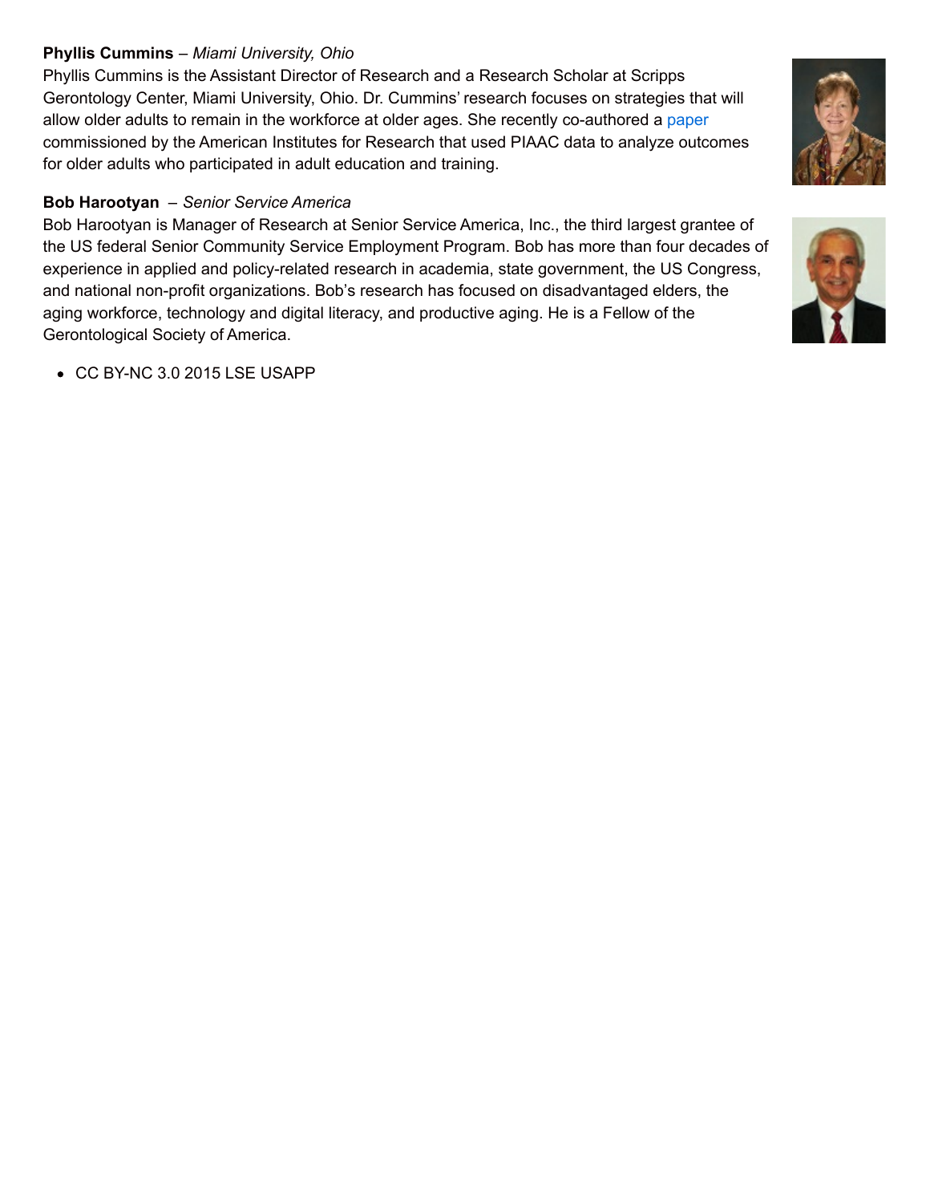**Phyllis Cummins** – *Miami University, Ohio*
Phyllis Cummins is the Assistant Director of Research and a Research Scholar at Scripps Gerontology Center, Miami University, Ohio. Dr. Cummins' research focuses on strategies that will allow older adults to remain in the workforce at older ages. She recently co-authored a paper commissioned by the American Institutes for Research that used PIAAC data to analyze outcomes for older adults who participated in adult education and training.

**Bob Harootyan** – *Senior Service America*
Bob Harootyan is Manager of Research at Senior Service America, Inc., the third largest grantee of the US federal Senior Community Service Employment Program. Bob has more than four decades of experience in applied and policy-related research in academia, state government, the US Congress, and national non-profit organizations. Bob's research has focused on disadvantaged elders, the aging workforce, technology and digital literacy, and productive aging. He is a Fellow of the Gerontological Society of America.

- CC BY-NC 3.0 2015 LSE USAPP